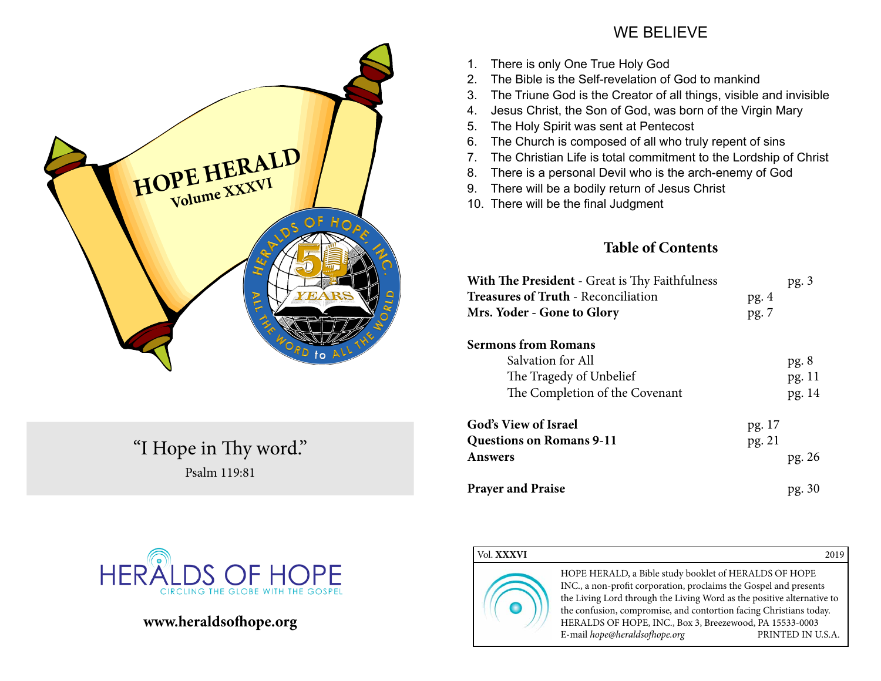# HOPE HERALD

## Volume XXXVI

HERALDS OF HOPE, INC. — 50 YEARS — ALL THE WORD to ALL THE WORLD

"I Hope in Thy word."

Psalm 119:81

HERALDS OF HOPE

CIRCLING THE GLOBE WITH THE GOSPEL

**www.heraldsofhope.org**

## WE BELIEVE

1. There is only One True Holy God
2. The Bible is the Self-revelation of God to mankind
3. The Triune God is the Creator of all things, visible and invisible
4. Jesus Christ, the Son of God, was born of the Virgin Mary
5. The Holy Spirit was sent at Pentecost
6. The Church is composed of all who truly repent of sins
7. The Christian Life is total commitment to the Lordship of Christ
8. There is a personal Devil who is the arch-enemy of God
9. There will be a bodily return of Jesus Christ
10. There will be the final Judgment

## Table of Contents

| | |
|---|---|
| **With The President** - Great is Thy Faithfulness | pg. 3 |
| **Treasures of Truth** - Reconciliation | pg. 4 |
| **Mrs. Yoder - Gone to Glory** | pg. 7 |
| **Sermons from Romans** | |
| Salvation for All | pg. 8 |
| The Tragedy of Unbelief | pg. 11 |
| The Completion of the Covenant | pg. 14 |
| **God's View of Israel** | pg. 17 |
| **Questions on Romans 9-11** | pg. 21 |
| **Answers** | pg. 26 |
| **Prayer and Praise** | pg. 30 |

Vol. **XXXVI** 2019

HOPE HERALD, a Bible study booklet of HERALDS OF HOPE INC., a non-profit corporation, proclaims the Gospel and presents the Living Lord through the Living Word as the positive alternative to the confusion, compromise, and contortion facing Christians today.
HERALDS OF HOPE, INC., Box 3, Breezewood, PA 15533-0003
E-mail *hope@heraldsofhope.org* PRINTED IN U.S.A.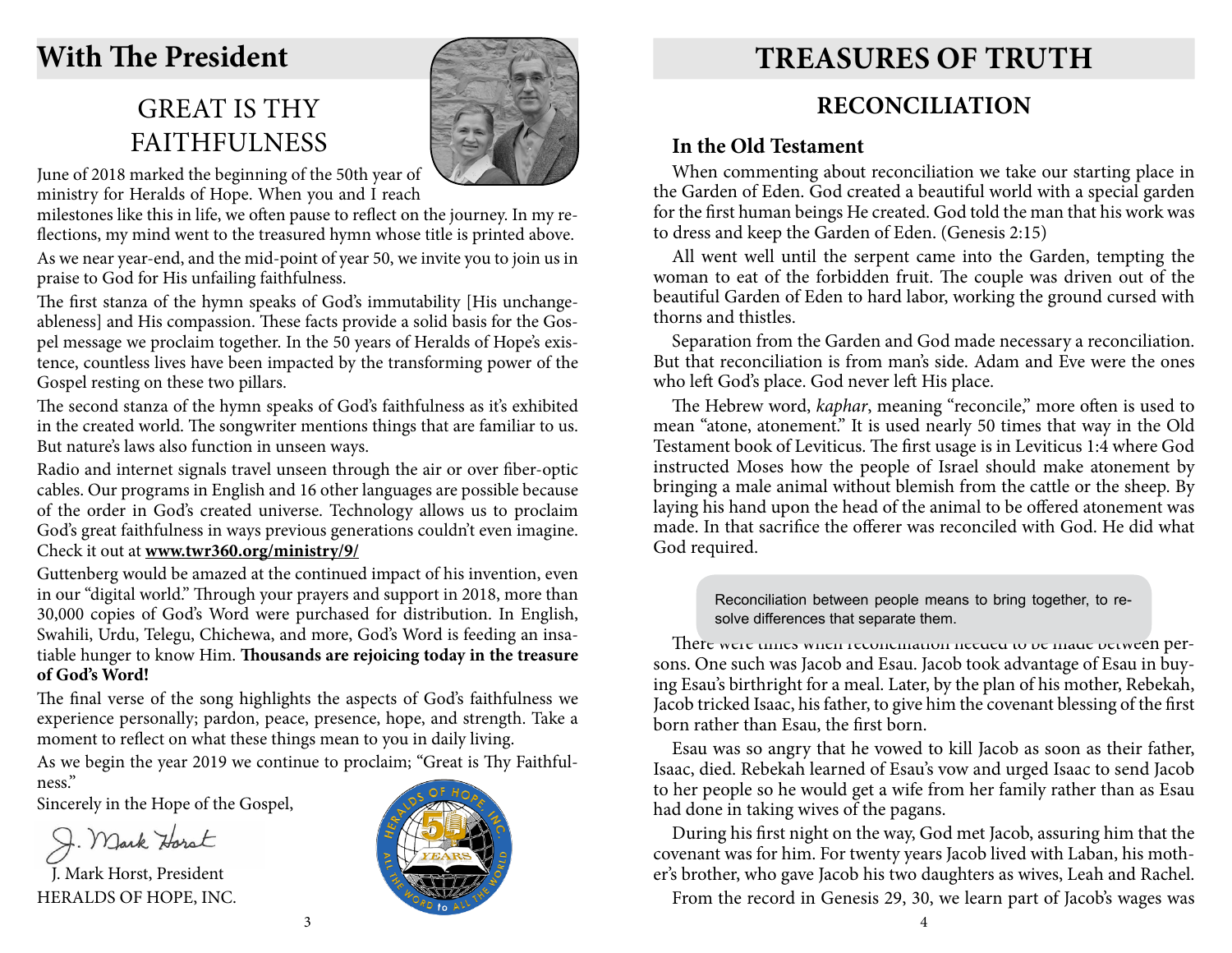## With The President

### GREAT IS THY FAITHFULNESS

June of 2018 marked the beginning of the 50th year of ministry for Heralds of Hope. When you and I reach milestones like this in life, we often pause to reflect on the journey. In my reflections, my mind went to the treasured hymn whose title is printed above.

As we near year-end, and the mid-point of year 50, we invite you to join us in praise to God for His unfailing faithfulness.

The first stanza of the hymn speaks of God's immutability [His unchangeableness] and His compassion. These facts provide a solid basis for the Gospel message we proclaim together. In the 50 years of Heralds of Hope's existence, countless lives have been impacted by the transforming power of the Gospel resting on these two pillars.

The second stanza of the hymn speaks of God's faithfulness as it's exhibited in the created world. The songwriter mentions things that are familiar to us. But nature's laws also function in unseen ways.

Radio and internet signals travel unseen through the air or over fiber-optic cables. Our programs in English and 16 other languages are possible because of the order in God's created universe. Technology allows us to proclaim God's great faithfulness in ways previous generations couldn't even imagine. Check it out at **www.twr360.org/ministry/9/**

Guttenberg would be amazed at the continued impact of his invention, even in our "digital world." Through your prayers and support in 2018, more than 30,000 copies of God's Word were purchased for distribution. In English, Swahili, Urdu, Telegu, Chichewa, and more, God's Word is feeding an insatiable hunger to know Him. **Thousands are rejoicing today in the treasure of God's Word!**

The final verse of the song highlights the aspects of God's faithfulness we experience personally; pardon, peace, presence, hope, and strength. Take a moment to reflect on what these things mean to you in daily living.

As we begin the year 2019 we continue to proclaim; "Great is Thy Faithfulness."

Sincerely in the Hope of the Gospel,

J. Mark Horst, President
HERALDS OF HOPE, INC.

## TREASURES OF TRUTH

### RECONCILIATION

#### In the Old Testament

When commenting about reconciliation we take our starting place in the Garden of Eden. God created a beautiful world with a special garden for the first human beings He created. God told the man that his work was to dress and keep the Garden of Eden. (Genesis 2:15)

All went well until the serpent came into the Garden, tempting the woman to eat of the forbidden fruit. The couple was driven out of the beautiful Garden of Eden to hard labor, working the ground cursed with thorns and thistles.

Separation from the Garden and God made necessary a reconciliation. But that reconciliation is from man's side. Adam and Eve were the ones who left God's place. God never left His place.

The Hebrew word, *kaphar*, meaning "reconcile," more often is used to mean "atone, atonement." It is used nearly 50 times that way in the Old Testament book of Leviticus. The first usage is in Leviticus 1:4 where God instructed Moses how the people of Israel should make atonement by bringing a male animal without blemish from the cattle or the sheep. By laying his hand upon the head of the animal to be offered atonement was made. In that sacrifice the offerer was reconciled with God. He did what God required.

> Reconciliation between people means to bring together, to resolve differences that separate them.

There were times when reconciliation needed to be made between persons. One such was Jacob and Esau. Jacob took advantage of Esau in buying Esau's birthright for a meal. Later, by the plan of his mother, Rebekah, Jacob tricked Isaac, his father, to give him the covenant blessing of the first born rather than Esau, the first born.

Esau was so angry that he vowed to kill Jacob as soon as their father, Isaac, died. Rebekah learned of Esau's vow and urged Isaac to send Jacob to her people so he would get a wife from her family rather than as Esau had done in taking wives of the pagans.

During his first night on the way, God met Jacob, assuring him that the covenant was for him. For twenty years Jacob lived with Laban, his mother's brother, who gave Jacob his two daughters as wives, Leah and Rachel.

From the record in Genesis 29, 30, we learn part of Jacob's wages was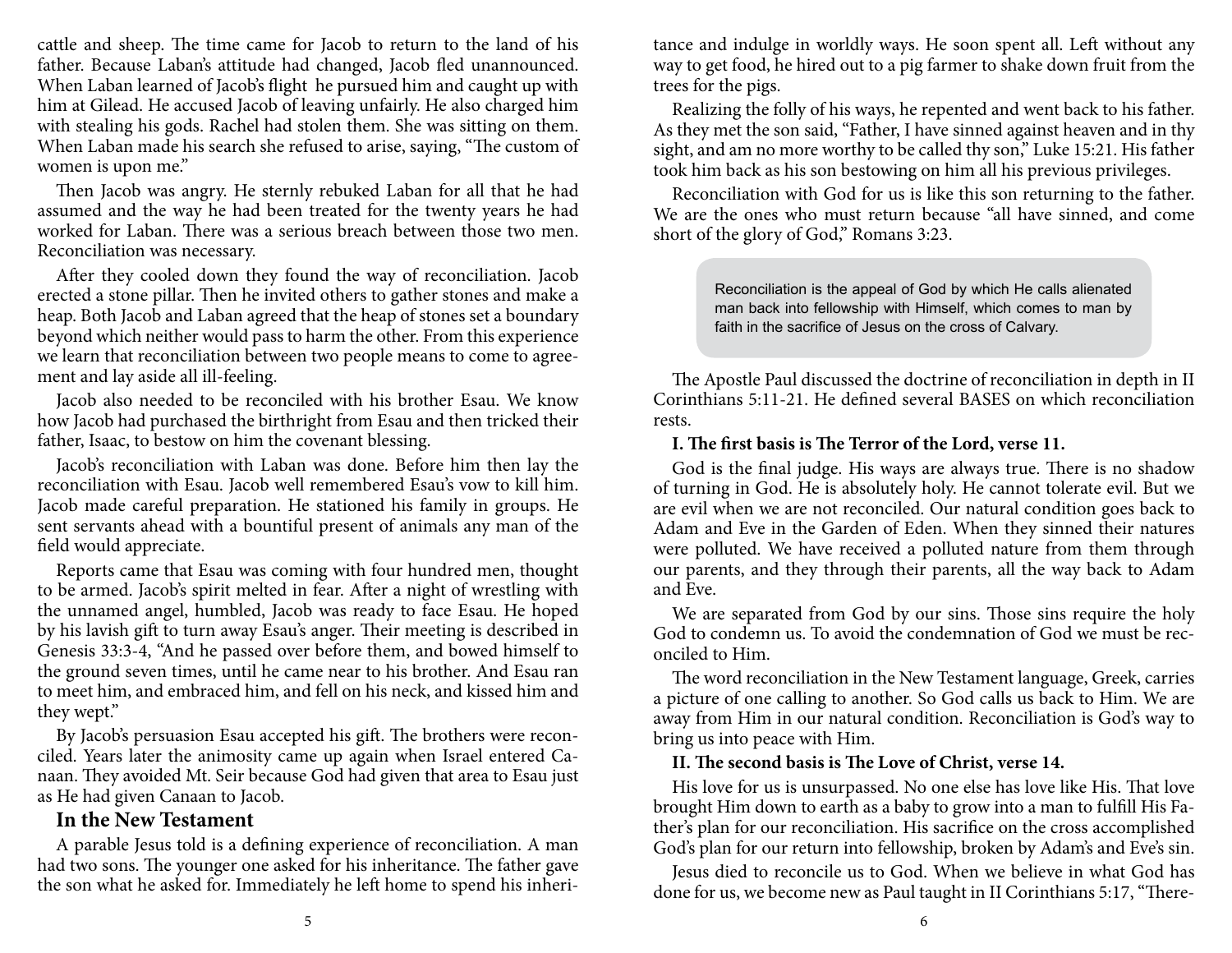cattle and sheep. The time came for Jacob to return to the land of his father. Because Laban's attitude had changed, Jacob fled unannounced. When Laban learned of Jacob's flight he pursued him and caught up with him at Gilead. He accused Jacob of leaving unfairly. He also charged him with stealing his gods. Rachel had stolen them. She was sitting on them. When Laban made his search she refused to arise, saying, "The custom of women is upon me."

Then Jacob was angry. He sternly rebuked Laban for all that he had assumed and the way he had been treated for the twenty years he had worked for Laban. There was a serious breach between those two men. Reconciliation was necessary.

After they cooled down they found the way of reconciliation. Jacob erected a stone pillar. Then he invited others to gather stones and make a heap. Both Jacob and Laban agreed that the heap of stones set a boundary beyond which neither would pass to harm the other. From this experience we learn that reconciliation between two people means to come to agreement and lay aside all ill-feeling.

Jacob also needed to be reconciled with his brother Esau. We know how Jacob had purchased the birthright from Esau and then tricked their father, Isaac, to bestow on him the covenant blessing.

Jacob's reconciliation with Laban was done. Before him then lay the reconciliation with Esau. Jacob well remembered Esau's vow to kill him. Jacob made careful preparation. He stationed his family in groups. He sent servants ahead with a bountiful present of animals any man of the field would appreciate.

Reports came that Esau was coming with four hundred men, thought to be armed. Jacob's spirit melted in fear. After a night of wrestling with the unnamed angel, humbled, Jacob was ready to face Esau. He hoped by his lavish gift to turn away Esau's anger. Their meeting is described in Genesis 33:3-4, "And he passed over before them, and bowed himself to the ground seven times, until he came near to his brother. And Esau ran to meet him, and embraced him, and fell on his neck, and kissed him and they wept."

By Jacob's persuasion Esau accepted his gift. The brothers were reconciled. Years later the animosity came up again when Israel entered Canaan. They avoided Mt. Seir because God had given that area to Esau just as He had given Canaan to Jacob.

## In the New Testament

A parable Jesus told is a defining experience of reconciliation. A man had two sons. The younger one asked for his inheritance. The father gave the son what he asked for. Immediately he left home to spend his inheritance and indulge in worldly ways. He soon spent all. Left without any way to get food, he hired out to a pig farmer to shake down fruit from the trees for the pigs.

Realizing the folly of his ways, he repented and went back to his father. As they met the son said, "Father, I have sinned against heaven and in thy sight, and am no more worthy to be called thy son," Luke 15:21. His father took him back as his son bestowing on him all his previous privileges.

Reconciliation with God for us is like this son returning to the father. We are the ones who must return because "all have sinned, and come short of the glory of God," Romans 3:23.

> Reconciliation is the appeal of God by which He calls alienated man back into fellowship with Himself, which comes to man by faith in the sacrifice of Jesus on the cross of Calvary.

The Apostle Paul discussed the doctrine of reconciliation in depth in II Corinthians 5:11-21. He defined several BASES on which reconciliation rests.

**I. The first basis is The Terror of the Lord, verse 11.**

God is the final judge. His ways are always true. There is no shadow of turning in God. He is absolutely holy. He cannot tolerate evil. But we are evil when we are not reconciled. Our natural condition goes back to Adam and Eve in the Garden of Eden. When they sinned their natures were polluted. We have received a polluted nature from them through our parents, and they through their parents, all the way back to Adam and Eve.

We are separated from God by our sins. Those sins require the holy God to condemn us. To avoid the condemnation of God we must be reconciled to Him.

The word reconciliation in the New Testament language, Greek, carries a picture of one calling to another. So God calls us back to Him. We are away from Him in our natural condition. Reconciliation is God's way to bring us into peace with Him.

**II. The second basis is The Love of Christ, verse 14.**

His love for us is unsurpassed. No one else has love like His. That love brought Him down to earth as a baby to grow into a man to fulfill His Father's plan for our reconciliation. His sacrifice on the cross accomplished God's plan for our return into fellowship, broken by Adam's and Eve's sin.

Jesus died to reconcile us to God. When we believe in what God has done for us, we become new as Paul taught in II Corinthians 5:17, "There-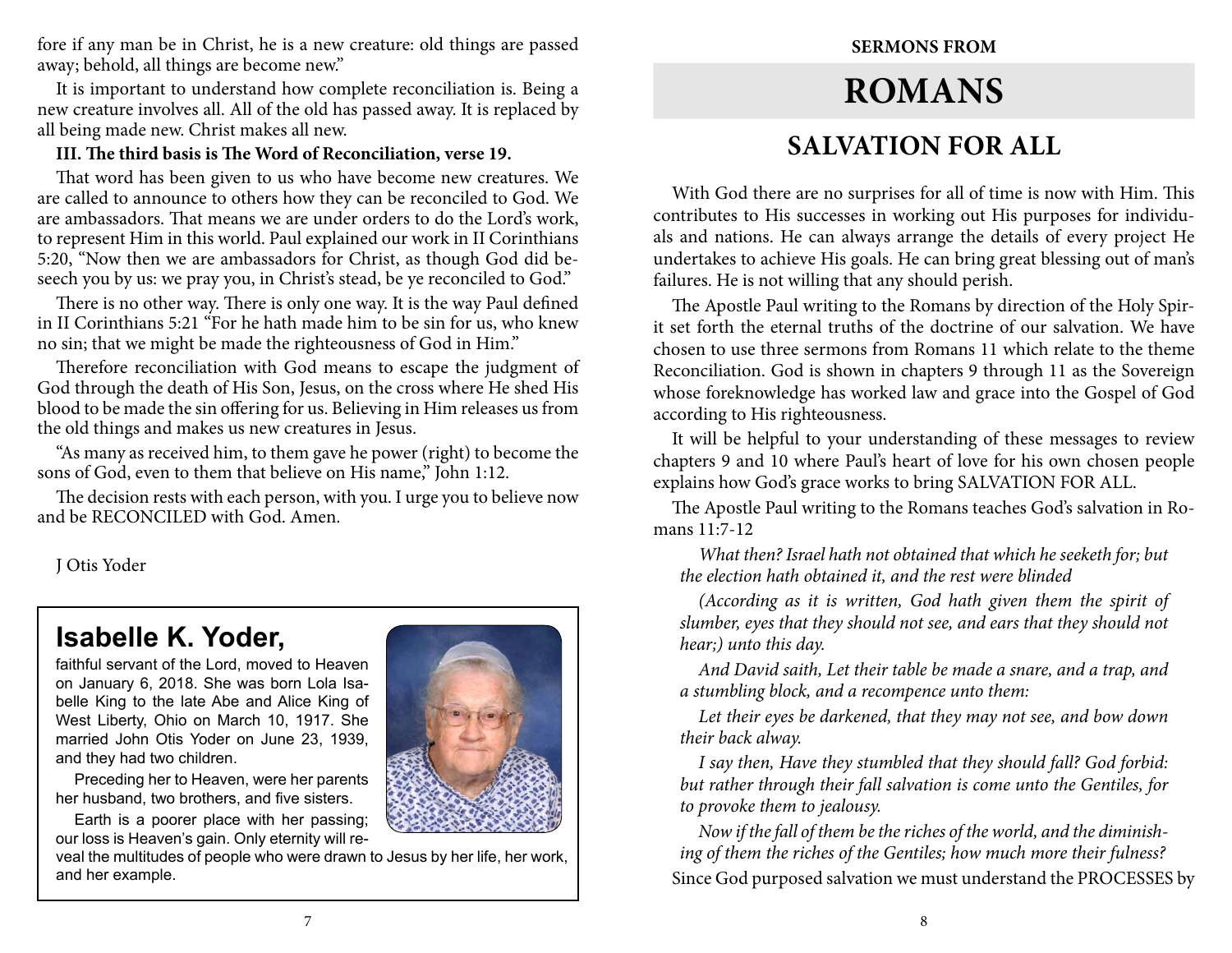fore if any man be in Christ, he is a new creature: old things are passed away; behold, all things are become new."

It is important to understand how complete reconciliation is. Being a new creature involves all. All of the old has passed away. It is replaced by all being made new. Christ makes all new.

**III. The third basis is The Word of Reconciliation, verse 19.**

That word has been given to us who have become new creatures. We are called to announce to others how they can be reconciled to God. We are ambassadors. That means we are under orders to do the Lord's work, to represent Him in this world. Paul explained our work in II Corinthians 5:20, "Now then we are ambassadors for Christ, as though God did beseech you by us: we pray you, in Christ's stead, be ye reconciled to God."

There is no other way. There is only one way. It is the way Paul defined in II Corinthians 5:21 "For he hath made him to be sin for us, who knew no sin; that we might be made the righteousness of God in Him."

Therefore reconciliation with God means to escape the judgment of God through the death of His Son, Jesus, on the cross where He shed His blood to be made the sin offering for us. Believing in Him releases us from the old things and makes us new creatures in Jesus.

"As many as received him, to them gave he power (right) to become the sons of God, even to them that believe on His name," John 1:12.

The decision rests with each person, with you. I urge you to believe now and be RECONCILED with God. Amen.

J Otis Yoder

## Isabelle K. Yoder,

faithful servant of the Lord, moved to Heaven on January 6, 2018. She was born Lola Isabelle King to the late Abe and Alice King of West Liberty, Ohio on March 10, 1917. She married John Otis Yoder on June 23, 1939, and they had two children.

Preceding her to Heaven, were her parents her husband, two brothers, and five sisters.

Earth is a poorer place with her passing; our loss is Heaven's gain. Only eternity will reveal the multitudes of people who were drawn to Jesus by her life, her work, and her example.

**SERMONS FROM**

# ROMANS

## SALVATION FOR ALL

With God there are no surprises for all of time is now with Him. This contributes to His successes in working out His purposes for individuals and nations. He can always arrange the details of every project He undertakes to achieve His goals. He can bring great blessing out of man's failures. He is not willing that any should perish.

The Apostle Paul writing to the Romans by direction of the Holy Spirit set forth the eternal truths of the doctrine of our salvation. We have chosen to use three sermons from Romans 11 which relate to the theme Reconciliation. God is shown in chapters 9 through 11 as the Sovereign whose foreknowledge has worked law and grace into the Gospel of God according to His righteousness.

It will be helpful to your understanding of these messages to review chapters 9 and 10 where Paul's heart of love for his own chosen people explains how God's grace works to bring SALVATION FOR ALL.

The Apostle Paul writing to the Romans teaches God's salvation in Romans 11:7-12

*What then? Israel hath not obtained that which he seeketh for; but the election hath obtained it, and the rest were blinded*

*(According as it is written, God hath given them the spirit of slumber, eyes that they should not see, and ears that they should not hear;) unto this day.*

*And David saith, Let their table be made a snare, and a trap, and a stumbling block, and a recompence unto them:*

*Let their eyes be darkened, that they may not see, and bow down their back alway.*

*I say then, Have they stumbled that they should fall? God forbid: but rather through their fall salvation is come unto the Gentiles, for to provoke them to jealousy.*

*Now if the fall of them be the riches of the world, and the diminishing of them the riches of the Gentiles; how much more their fulness?*

Since God purposed salvation we must understand the PROCESSES by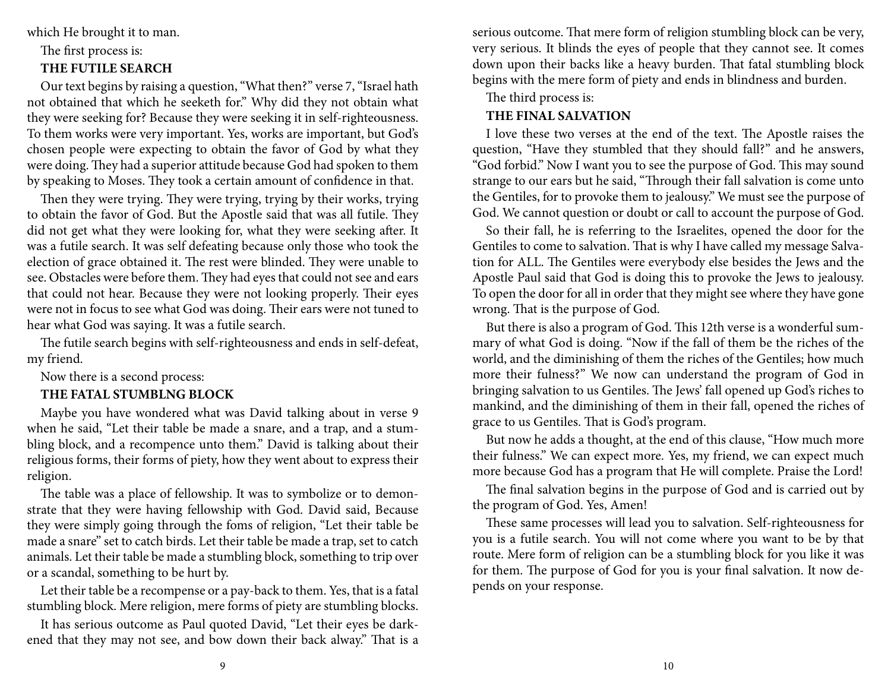which He brought it to man.

The first process is:

**THE FUTILE SEARCH**

Our text begins by raising a question, "What then?" verse 7, "Israel hath not obtained that which he seeketh for." Why did they not obtain what they were seeking for? Because they were seeking it in self-righteousness. To them works were very important. Yes, works are important, but God's chosen people were expecting to obtain the favor of God by what they were doing. They had a superior attitude because God had spoken to them by speaking to Moses. They took a certain amount of confidence in that.

Then they were trying. They were trying, trying by their works, trying to obtain the favor of God. But the Apostle said that was all futile. They did not get what they were looking for, what they were seeking after. It was a futile search. It was self defeating because only those who took the election of grace obtained it. The rest were blinded. They were unable to see. Obstacles were before them. They had eyes that could not see and ears that could not hear. Because they were not looking properly. Their eyes were not in focus to see what God was doing. Their ears were not tuned to hear what God was saying. It was a futile search.

The futile search begins with self-righteousness and ends in self-defeat, my friend.

Now there is a second process:

**THE FATAL STUMBLNG BLOCK**

Maybe you have wondered what was David talking about in verse 9 when he said, "Let their table be made a snare, and a trap, and a stumbling block, and a recompence unto them." David is talking about their religious forms, their forms of piety, how they went about to express their religion.

The table was a place of fellowship. It was to symbolize or to demonstrate that they were having fellowship with God. David said, Because they were simply going through the foms of religion, "Let their table be made a snare" set to catch birds. Let their table be made a trap, set to catch animals. Let their table be made a stumbling block, something to trip over or a scandal, something to be hurt by.

Let their table be a recompense or a pay-back to them. Yes, that is a fatal stumbling block. Mere religion, mere forms of piety are stumbling blocks.

It has serious outcome as Paul quoted David, "Let their eyes be darkened that they may not see, and bow down their back alway." That is a serious outcome. That mere form of religion stumbling block can be very, very serious. It blinds the eyes of people that they cannot see. It comes down upon their backs like a heavy burden. That fatal stumbling block begins with the mere form of piety and ends in blindness and burden.

The third process is:

**THE FINAL SALVATION**

I love these two verses at the end of the text. The Apostle raises the question, "Have they stumbled that they should fall?" and he answers, "God forbid." Now I want you to see the purpose of God. This may sound strange to our ears but he said, "Through their fall salvation is come unto the Gentiles, for to provoke them to jealousy." We must see the purpose of God. We cannot question or doubt or call to account the purpose of God.

So their fall, he is referring to the Israelites, opened the door for the Gentiles to come to salvation. That is why I have called my message Salvation for ALL. The Gentiles were everybody else besides the Jews and the Apostle Paul said that God is doing this to provoke the Jews to jealousy. To open the door for all in order that they might see where they have gone wrong. That is the purpose of God.

But there is also a program of God. This 12th verse is a wonderful summary of what God is doing. "Now if the fall of them be the riches of the world, and the diminishing of them the riches of the Gentiles; how much more their fulness?" We now can understand the program of God in bringing salvation to us Gentiles. The Jews' fall opened up God's riches to mankind, and the diminishing of them in their fall, opened the riches of grace to us Gentiles. That is God's program.

But now he adds a thought, at the end of this clause, "How much more their fulness." We can expect more. Yes, my friend, we can expect much more because God has a program that He will complete. Praise the Lord!

The final salvation begins in the purpose of God and is carried out by the program of God. Yes, Amen!

These same processes will lead you to salvation. Self-righteousness for you is a futile search. You will not come where you want to be by that route. Mere form of religion can be a stumbling block for you like it was for them. The purpose of God for you is your final salvation. It now depends on your response.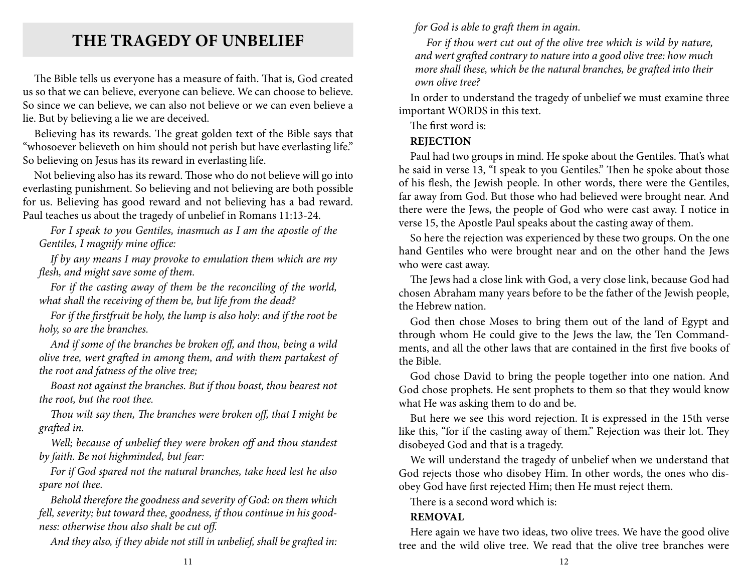# THE TRAGEDY OF UNBELIEF

The Bible tells us everyone has a measure of faith. That is, God created us so that we can believe, everyone can believe. We can choose to believe. So since we can believe, we can also not believe or we can even believe a lie. But by believing a lie we are deceived.

Believing has its rewards. The great golden text of the Bible says that "whosoever believeth on him should not perish but have everlasting life." So believing on Jesus has its reward in everlasting life.

Not believing also has its reward. Those who do not believe will go into everlasting punishment. So believing and not believing are both possible for us. Believing has good reward and not believing has a bad reward. Paul teaches us about the tragedy of unbelief in Romans 11:13-24.

> *For I speak to you Gentiles, inasmuch as I am the apostle of the Gentiles, I magnify mine office:*
>
> *If by any means I may provoke to emulation them which are my flesh, and might save some of them.*
>
> *For if the casting away of them be the reconciling of the world, what shall the receiving of them be, but life from the dead?*
>
> *For if the firstfruit be holy, the lump is also holy: and if the root be holy, so are the branches.*
>
> *And if some of the branches be broken off, and thou, being a wild olive tree, wert grafted in among them, and with them partakest of the root and fatness of the olive tree;*
>
> *Boast not against the branches. But if thou boast, thou bearest not the root, but the root thee.*
>
> *Thou wilt say then, The branches were broken off, that I might be grafted in.*
>
> *Well; because of unbelief they were broken off and thou standest by faith. Be not highminded, but fear:*
>
> *For if God spared not the natural branches, take heed lest he also spare not thee.*
>
> *Behold therefore the goodness and severity of God: on them which fell, severity; but toward thee, goodness, if thou continue in his goodness: otherwise thou also shalt be cut off.*
>
> *And they also, if they abide not still in unbelief, shall be grafted in: for God is able to graft them in again.*
>
> *For if thou wert cut out of the olive tree which is wild by nature, and wert grafted contrary to nature into a good olive tree: how much more shall these, which be the natural branches, be grafted into their own olive tree?*

In order to understand the tragedy of unbelief we must examine three important WORDS in this text.

The first word is:

**REJECTION**

Paul had two groups in mind. He spoke about the Gentiles. That's what he said in verse 13, "I speak to you Gentiles." Then he spoke about those of his flesh, the Jewish people. In other words, there were the Gentiles, far away from God. But those who had believed were brought near. And there were the Jews, the people of God who were cast away. I notice in verse 15, the Apostle Paul speaks about the casting away of them.

So here the rejection was experienced by these two groups. On the one hand Gentiles who were brought near and on the other hand the Jews who were cast away.

The Jews had a close link with God, a very close link, because God had chosen Abraham many years before to be the father of the Jewish people, the Hebrew nation.

God then chose Moses to bring them out of the land of Egypt and through whom He could give to the Jews the law, the Ten Commandments, and all the other laws that are contained in the first five books of the Bible.

God chose David to bring the people together into one nation. And God chose prophets. He sent prophets to them so that they would know what He was asking them to do and be.

But here we see this word rejection. It is expressed in the 15th verse like this, "for if the casting away of them." Rejection was their lot. They disobeyed God and that is a tragedy.

We will understand the tragedy of unbelief when we understand that God rejects those who disobey Him. In other words, the ones who disobey God have first rejected Him; then He must reject them.

There is a second word which is:

**REMOVAL**

Here again we have two ideas, two olive trees. We have the good olive tree and the wild olive tree. We read that the olive tree branches were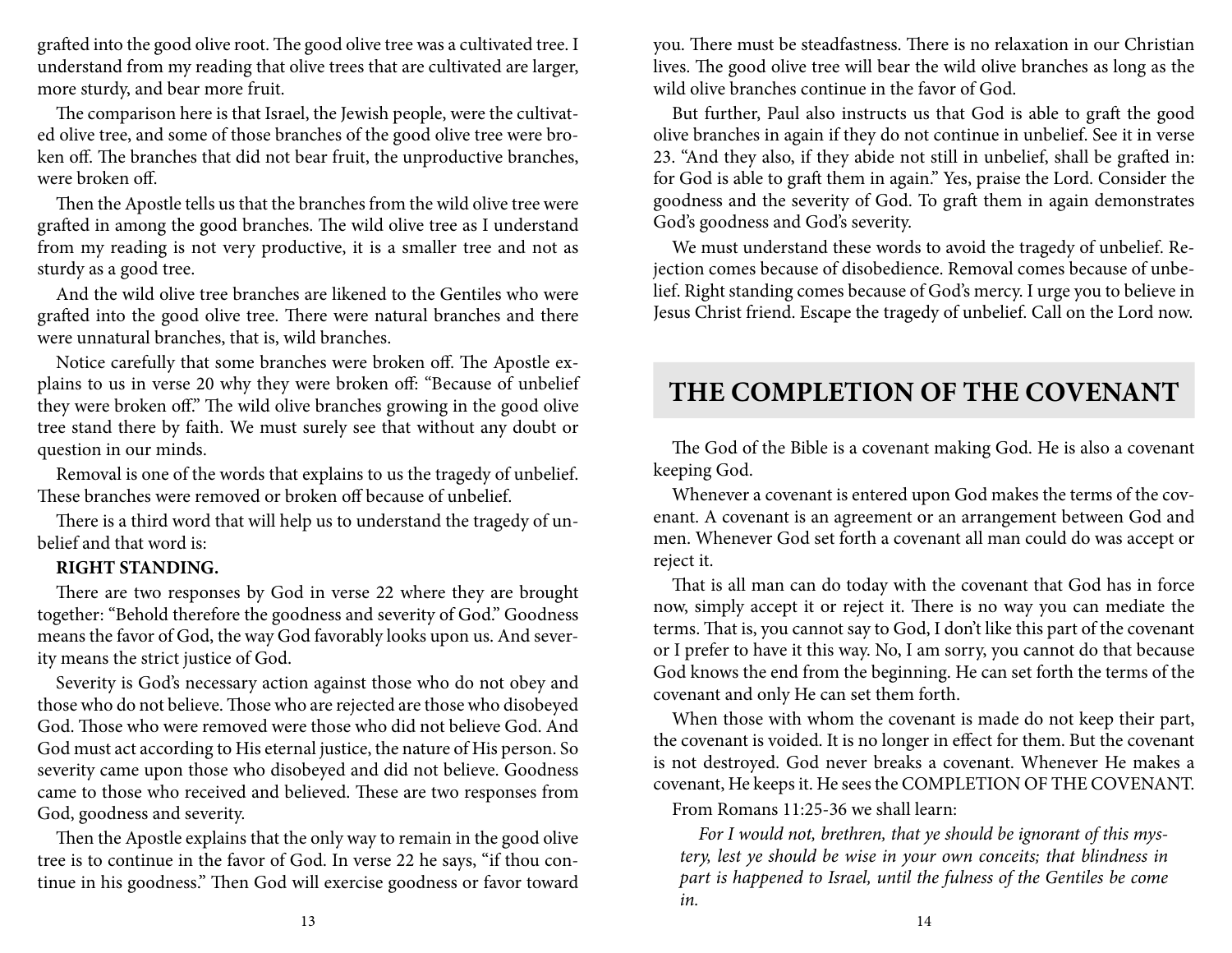grafted into the good olive root. The good olive tree was a cultivated tree. I understand from my reading that olive trees that are cultivated are larger, more sturdy, and bear more fruit.

The comparison here is that Israel, the Jewish people, were the cultivated olive tree, and some of those branches of the good olive tree were broken off. The branches that did not bear fruit, the unproductive branches, were broken off.

Then the Apostle tells us that the branches from the wild olive tree were grafted in among the good branches. The wild olive tree as I understand from my reading is not very productive, it is a smaller tree and not as sturdy as a good tree.

And the wild olive tree branches are likened to the Gentiles who were grafted into the good olive tree. There were natural branches and there were unnatural branches, that is, wild branches.

Notice carefully that some branches were broken off. The Apostle explains to us in verse 20 why they were broken off: "Because of unbelief they were broken off." The wild olive branches growing in the good olive tree stand there by faith. We must surely see that without any doubt or question in our minds.

Removal is one of the words that explains to us the tragedy of unbelief. These branches were removed or broken off because of unbelief.

There is a third word that will help us to understand the tragedy of unbelief and that word is:

**RIGHT STANDING.**

There are two responses by God in verse 22 where they are brought together: "Behold therefore the goodness and severity of God." Goodness means the favor of God, the way God favorably looks upon us. And severity means the strict justice of God.

Severity is God's necessary action against those who do not obey and those who do not believe. Those who are rejected are those who disobeyed God. Those who were removed were those who did not believe God. And God must act according to His eternal justice, the nature of His person. So severity came upon those who disobeyed and did not believe. Goodness came to those who received and believed. These are two responses from God, goodness and severity.

Then the Apostle explains that the only way to remain in the good olive tree is to continue in the favor of God. In verse 22 he says, "if thou continue in his goodness." Then God will exercise goodness or favor toward you. There must be steadfastness. There is no relaxation in our Christian lives. The good olive tree will bear the wild olive branches as long as the wild olive branches continue in the favor of God.

But further, Paul also instructs us that God is able to graft the good olive branches in again if they do not continue in unbelief. See it in verse 23. "And they also, if they abide not still in unbelief, shall be grafted in: for God is able to graft them in again." Yes, praise the Lord. Consider the goodness and the severity of God. To graft them in again demonstrates God's goodness and God's severity.

We must understand these words to avoid the tragedy of unbelief. Rejection comes because of disobedience. Removal comes because of unbelief. Right standing comes because of God's mercy. I urge you to believe in Jesus Christ friend. Escape the tragedy of unbelief. Call on the Lord now.

## THE COMPLETION OF THE COVENANT

The God of the Bible is a covenant making God. He is also a covenant keeping God.

Whenever a covenant is entered upon God makes the terms of the covenant. A covenant is an agreement or an arrangement between God and men. Whenever God set forth a covenant all man could do was accept or reject it.

That is all man can do today with the covenant that God has in force now, simply accept it or reject it. There is no way you can mediate the terms. That is, you cannot say to God, I don't like this part of the covenant or I prefer to have it this way. No, I am sorry, you cannot do that because God knows the end from the beginning. He can set forth the terms of the covenant and only He can set them forth.

When those with whom the covenant is made do not keep their part, the covenant is voided. It is no longer in effect for them. But the covenant is not destroyed. God never breaks a covenant. Whenever He makes a covenant, He keeps it. He sees the COMPLETION OF THE COVENANT.

From Romans 11:25-36 we shall learn:

*For I would not, brethren, that ye should be ignorant of this mystery, lest ye should be wise in your own conceits; that blindness in part is happened to Israel, until the fulness of the Gentiles be come in.*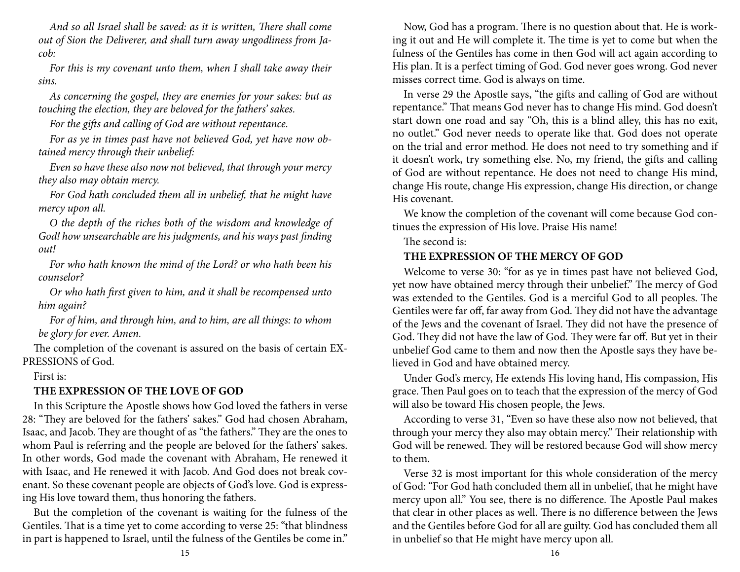*And so all Israel shall be saved: as it is written, There shall come out of Sion the Deliverer, and shall turn away ungodliness from Jacob:*

*For this is my covenant unto them, when I shall take away their sins.*

*As concerning the gospel, they are enemies for your sakes: but as touching the election, they are beloved for the fathers' sakes.*

*For the gifts and calling of God are without repentance.*

*For as ye in times past have not believed God, yet have now obtained mercy through their unbelief:*

*Even so have these also now not believed, that through your mercy they also may obtain mercy.*

*For God hath concluded them all in unbelief, that he might have mercy upon all.*

*O the depth of the riches both of the wisdom and knowledge of God! how unsearchable are his judgments, and his ways past finding out!*

*For who hath known the mind of the Lord? or who hath been his counselor?*

*Or who hath first given to him, and it shall be recompensed unto him again?*

*For of him, and through him, and to him, are all things: to whom be glory for ever. Amen.*

The completion of the covenant is assured on the basis of certain EXPRESSIONS of God.

First is:

**THE EXPRESSION OF THE LOVE OF GOD**

In this Scripture the Apostle shows how God loved the fathers in verse 28: "They are beloved for the fathers' sakes." God had chosen Abraham, Isaac, and Jacob. They are thought of as "the fathers." They are the ones to whom Paul is referring and the people are beloved for the fathers' sakes. In other words, God made the covenant with Abraham, He renewed it with Isaac, and He renewed it with Jacob. And God does not break covenant. So these covenant people are objects of God's love. God is expressing His love toward them, thus honoring the fathers.

But the completion of the covenant is waiting for the fulness of the Gentiles. That is a time yet to come according to verse 25: "that blindness in part is happened to Israel, until the fulness of the Gentiles be come in."

Now, God has a program. There is no question about that. He is working it out and He will complete it. The time is yet to come but when the fulness of the Gentiles has come in then God will act again according to His plan. It is a perfect timing of God. God never goes wrong. God never misses correct time. God is always on time.

In verse 29 the Apostle says, "the gifts and calling of God are without repentance." That means God never has to change His mind. God doesn't start down one road and say "Oh, this is a blind alley, this has no exit, no outlet." God never needs to operate like that. God does not operate on the trial and error method. He does not need to try something and if it doesn't work, try something else. No, my friend, the gifts and calling of God are without repentance. He does not need to change His mind, change His route, change His expression, change His direction, or change His covenant.

We know the completion of the covenant will come because God continues the expression of His love. Praise His name!

The second is:

**THE EXPRESSION OF THE MERCY OF GOD**

Welcome to verse 30: "for as ye in times past have not believed God, yet now have obtained mercy through their unbelief." The mercy of God was extended to the Gentiles. God is a merciful God to all peoples. The Gentiles were far off, far away from God. They did not have the advantage of the Jews and the covenant of Israel. They did not have the presence of God. They did not have the law of God. They were far off. But yet in their unbelief God came to them and now then the Apostle says they have believed in God and have obtained mercy.

Under God's mercy, He extends His loving hand, His compassion, His grace. Then Paul goes on to teach that the expression of the mercy of God will also be toward His chosen people, the Jews.

According to verse 31, "Even so have these also now not believed, that through your mercy they also may obtain mercy." Their relationship with God will be renewed. They will be restored because God will show mercy to them.

Verse 32 is most important for this whole consideration of the mercy of God: "For God hath concluded them all in unbelief, that he might have mercy upon all." You see, there is no difference. The Apostle Paul makes that clear in other places as well. There is no difference between the Jews and the Gentiles before God for all are guilty. God has concluded them all in unbelief so that He might have mercy upon all.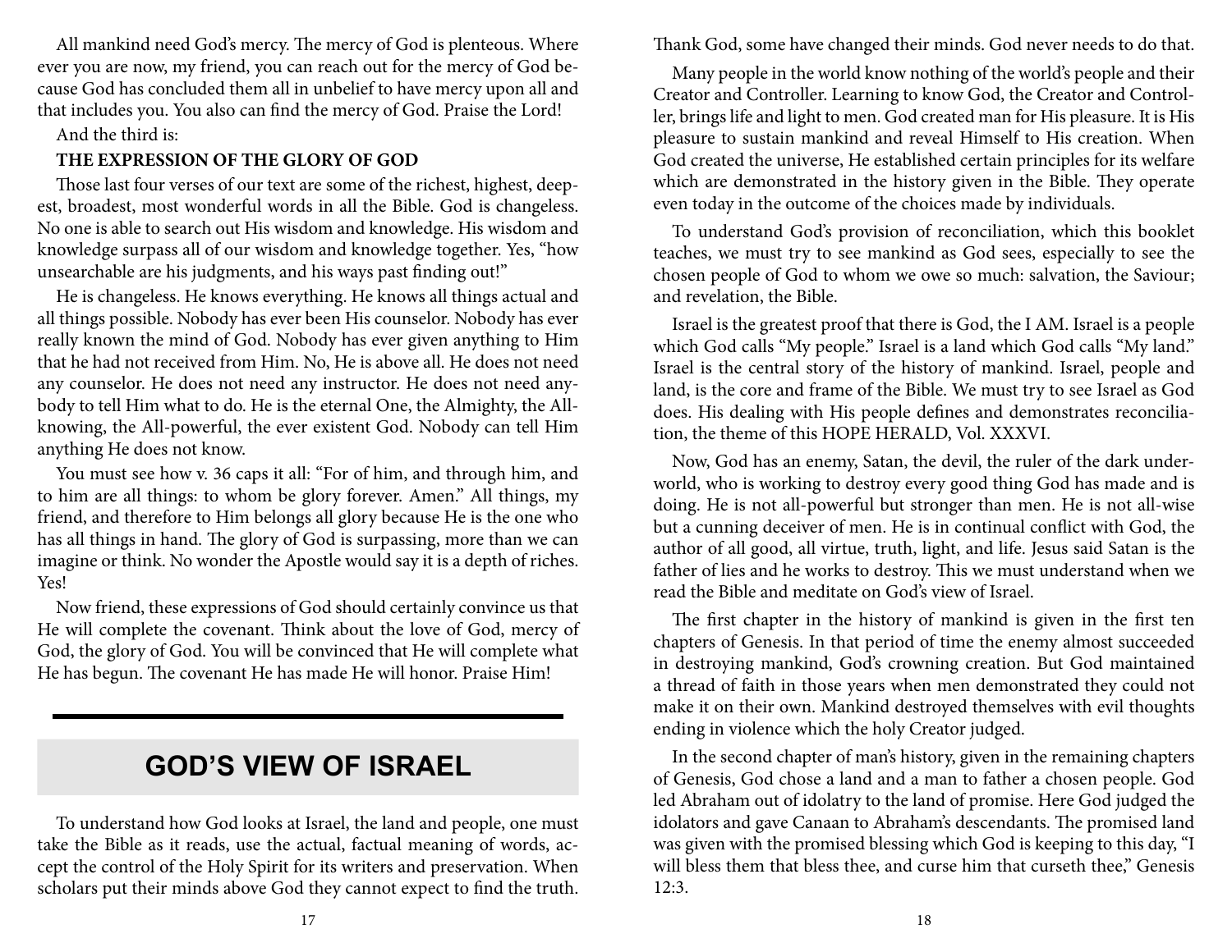All mankind need God's mercy. The mercy of God is plenteous. Where ever you are now, my friend, you can reach out for the mercy of God because God has concluded them all in unbelief to have mercy upon all and that includes you. You also can find the mercy of God. Praise the Lord!

And the third is:

**THE EXPRESSION OF THE GLORY OF GOD**

Those last four verses of our text are some of the richest, highest, deepest, broadest, most wonderful words in all the Bible. God is changeless. No one is able to search out His wisdom and knowledge. His wisdom and knowledge surpass all of our wisdom and knowledge together. Yes, "how unsearchable are his judgments, and his ways past finding out!"

He is changeless. He knows everything. He knows all things actual and all things possible. Nobody has ever been His counselor. Nobody has ever really known the mind of God. Nobody has ever given anything to Him that he had not received from Him. No, He is above all. He does not need any counselor. He does not need any instructor. He does not need anybody to tell Him what to do. He is the eternal One, the Almighty, the All-knowing, the All-powerful, the ever existent God. Nobody can tell Him anything He does not know.

You must see how v. 36 caps it all: "For of him, and through him, and to him are all things: to whom be glory forever. Amen." All things, my friend, and therefore to Him belongs all glory because He is the one who has all things in hand. The glory of God is surpassing, more than we can imagine or think. No wonder the Apostle would say it is a depth of riches. Yes!

Now friend, these expressions of God should certainly convince us that He will complete the covenant. Think about the love of God, mercy of God, the glory of God. You will be convinced that He will complete what He has begun. The covenant He has made He will honor. Praise Him!

## GOD'S VIEW OF ISRAEL

To understand how God looks at Israel, the land and people, one must take the Bible as it reads, use the actual, factual meaning of words, accept the control of the Holy Spirit for its writers and preservation. When scholars put their minds above God they cannot expect to find the truth. Thank God, some have changed their minds. God never needs to do that.

Many people in the world know nothing of the world's people and their Creator and Controller. Learning to know God, the Creator and Controller, brings life and light to men. God created man for His pleasure. It is His pleasure to sustain mankind and reveal Himself to His creation. When God created the universe, He established certain principles for its welfare which are demonstrated in the history given in the Bible. They operate even today in the outcome of the choices made by individuals.

To understand God's provision of reconciliation, which this booklet teaches, we must try to see mankind as God sees, especially to see the chosen people of God to whom we owe so much: salvation, the Saviour; and revelation, the Bible.

Israel is the greatest proof that there is God, the I AM. Israel is a people which God calls "My people." Israel is a land which God calls "My land." Israel is the central story of the history of mankind. Israel, people and land, is the core and frame of the Bible. We must try to see Israel as God does. His dealing with His people defines and demonstrates reconciliation, the theme of this HOPE HERALD, Vol. XXXVI.

Now, God has an enemy, Satan, the devil, the ruler of the dark underworld, who is working to destroy every good thing God has made and is doing. He is not all-powerful but stronger than men. He is not all-wise but a cunning deceiver of men. He is in continual conflict with God, the author of all good, all virtue, truth, light, and life. Jesus said Satan is the father of lies and he works to destroy. This we must understand when we read the Bible and meditate on God's view of Israel.

The first chapter in the history of mankind is given in the first ten chapters of Genesis. In that period of time the enemy almost succeeded in destroying mankind, God's crowning creation. But God maintained a thread of faith in those years when men demonstrated they could not make it on their own. Mankind destroyed themselves with evil thoughts ending in violence which the holy Creator judged.

In the second chapter of man's history, given in the remaining chapters of Genesis, God chose a land and a man to father a chosen people. God led Abraham out of idolatry to the land of promise. Here God judged the idolators and gave Canaan to Abraham's descendants. The promised land was given with the promised blessing which God is keeping to this day, "I will bless them that bless thee, and curse him that curseth thee," Genesis 12:3.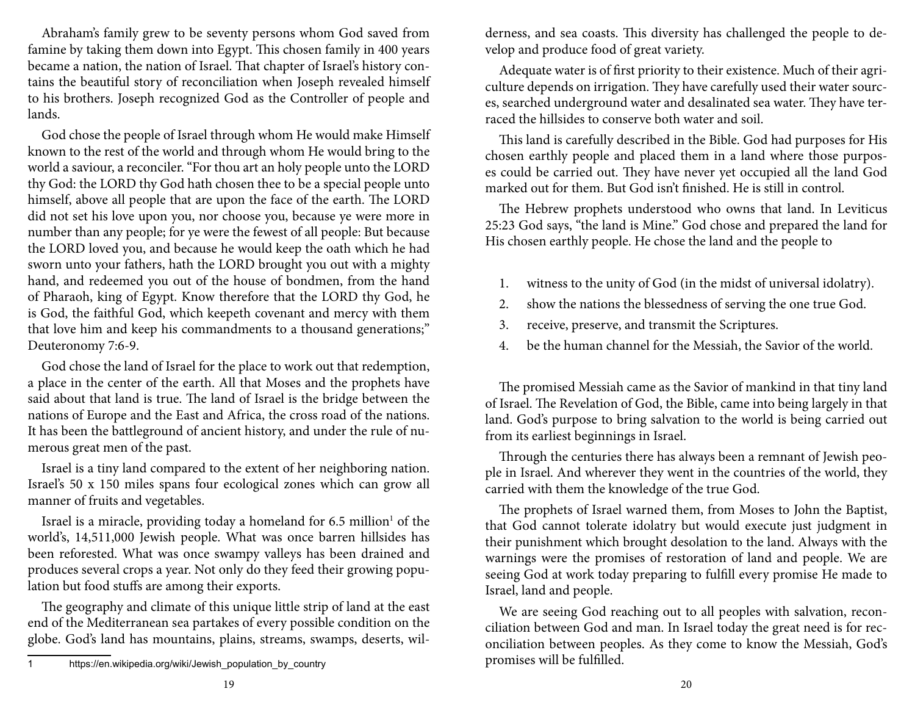Abraham's family grew to be seventy persons whom God saved from famine by taking them down into Egypt. This chosen family in 400 years became a nation, the nation of Israel. That chapter of Israel's history contains the beautiful story of reconciliation when Joseph revealed himself to his brothers. Joseph recognized God as the Controller of people and lands.

God chose the people of Israel through whom He would make Himself known to the rest of the world and through whom He would bring to the world a saviour, a reconciler. "For thou art an holy people unto the LORD thy God: the LORD thy God hath chosen thee to be a special people unto himself, above all people that are upon the face of the earth. The LORD did not set his love upon you, nor choose you, because ye were more in number than any people; for ye were the fewest of all people: But because the LORD loved you, and because he would keep the oath which he had sworn unto your fathers, hath the LORD brought you out with a mighty hand, and redeemed you out of the house of bondmen, from the hand of Pharaoh, king of Egypt. Know therefore that the LORD thy God, he is God, the faithful God, which keepeth covenant and mercy with them that love him and keep his commandments to a thousand generations;" Deuteronomy 7:6-9.

God chose the land of Israel for the place to work out that redemption, a place in the center of the earth. All that Moses and the prophets have said about that land is true. The land of Israel is the bridge between the nations of Europe and the East and Africa, the cross road of the nations. It has been the battleground of ancient history, and under the rule of numerous great men of the past.

Israel is a tiny land compared to the extent of her neighboring nation. Israel's 50 x 150 miles spans four ecological zones which can grow all manner of fruits and vegetables.

Israel is a miracle, providing today a homeland for 6.5 million[1] of the world's, 14,511,000 Jewish people. What was once barren hillsides has been reforested. What was once swampy valleys has been drained and produces several crops a year. Not only do they feed their growing population but food stuffs are among their exports.

The geography and climate of this unique little strip of land at the east end of the Mediterranean sea partakes of every possible condition on the globe. God's land has mountains, plains, streams, swamps, deserts, wilderness, and sea coasts. This diversity has challenged the people to develop and produce food of great variety.

Adequate water is of first priority to their existence. Much of their agriculture depends on irrigation. They have carefully used their water sources, searched underground water and desalinated sea water. They have terraced the hillsides to conserve both water and soil.

This land is carefully described in the Bible. God had purposes for His chosen earthly people and placed them in a land where those purposes could be carried out. They have never yet occupied all the land God marked out for them. But God isn't finished. He is still in control.

The Hebrew prophets understood who owns that land. In Leviticus 25:23 God says, "the land is Mine." God chose and prepared the land for His chosen earthly people. He chose the land and the people to

1. witness to the unity of God (in the midst of universal idolatry).
2. show the nations the blessedness of serving the one true God.
3. receive, preserve, and transmit the Scriptures.
4. be the human channel for the Messiah, the Savior of the world.

The promised Messiah came as the Savior of mankind in that tiny land of Israel. The Revelation of God, the Bible, came into being largely in that land. God's purpose to bring salvation to the world is being carried out from its earliest beginnings in Israel.

Through the centuries there has always been a remnant of Jewish people in Israel. And wherever they went in the countries of the world, they carried with them the knowledge of the true God.

The prophets of Israel warned them, from Moses to John the Baptist, that God cannot tolerate idolatry but would execute just judgment in their punishment which brought desolation to the land. Always with the warnings were the promises of restoration of land and people. We are seeing God at work today preparing to fulfill every promise He made to Israel, land and people.

We are seeing God reaching out to all peoples with salvation, reconciliation between God and man. In Israel today the great need is for reconciliation between peoples. As they come to know the Messiah, God's promises will be fulfilled.

[1] https://en.wikipedia.org/wiki/Jewish_population_by_country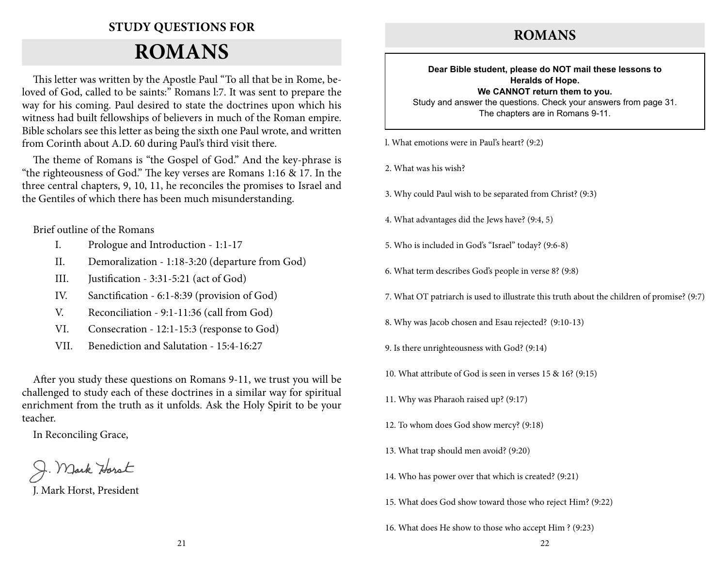## STUDY QUESTIONS FOR

# ROMANS

This letter was written by the Apostle Paul "To all that be in Rome, beloved of God, called to be saints:" Romans l:7. It was sent to prepare the way for his coming. Paul desired to state the doctrines upon which his witness had built fellowships of believers in much of the Roman empire. Bible scholars see this letter as being the sixth one Paul wrote, and written from Corinth about A.D. 60 during Paul's third visit there.

The theme of Romans is "the Gospel of God." And the key-phrase is "the righteousness of God." The key verses are Romans 1:16 & 17. In the three central chapters, 9, 10, 11, he reconciles the promises to Israel and the Gentiles of which there has been much misunderstanding.

Brief outline of the Romans

- I. Prologue and Introduction - 1:1-17
- II. Demoralization - 1:18-3:20 (departure from God)
- III. Justification - 3:31-5:21 (act of God)
- IV. Sanctification - 6:1-8:39 (provision of God)
- V. Reconciliation - 9:1-11:36 (call from God)
- VI. Consecration - 12:1-15:3 (response to God)
- VII. Benediction and Salutation - 15:4-16:27

After you study these questions on Romans 9-11, we trust you will be challenged to study each of these doctrines in a similar way for spiritual enrichment from the truth as it unfolds. Ask the Holy Spirit to be your teacher.

In Reconciling Grace,

J. Mark Horst

J. Mark Horst, President

## ROMANS

**Dear Bible student, please do NOT mail these lessons to Heralds of Hope.**
**We CANNOT return them to you.**
Study and answer the questions. Check your answers from page 31.
The chapters are in Romans 9-11.

l. What emotions were in Paul's heart? (9:2)

2. What was his wish?

3. Why could Paul wish to be separated from Christ? (9:3)

4. What advantages did the Jews have? (9:4, 5)

5. Who is included in God's "Israel" today? (9:6-8)

6. What term describes God's people in verse 8? (9:8)

7. What OT patriarch is used to illustrate this truth about the children of promise? (9:7)

8. Why was Jacob chosen and Esau rejected? (9:10-13)

9. Is there unrighteousness with God? (9:14)

10. What attribute of God is seen in verses 15 & 16? (9:15)

11. Why was Pharaoh raised up? (9:17)

12. To whom does God show mercy? (9:18)

13. What trap should men avoid? (9:20)

14. Who has power over that which is created? (9:21)

15. What does God show toward those who reject Him? (9:22)

16. What does He show to those who accept Him ? (9:23)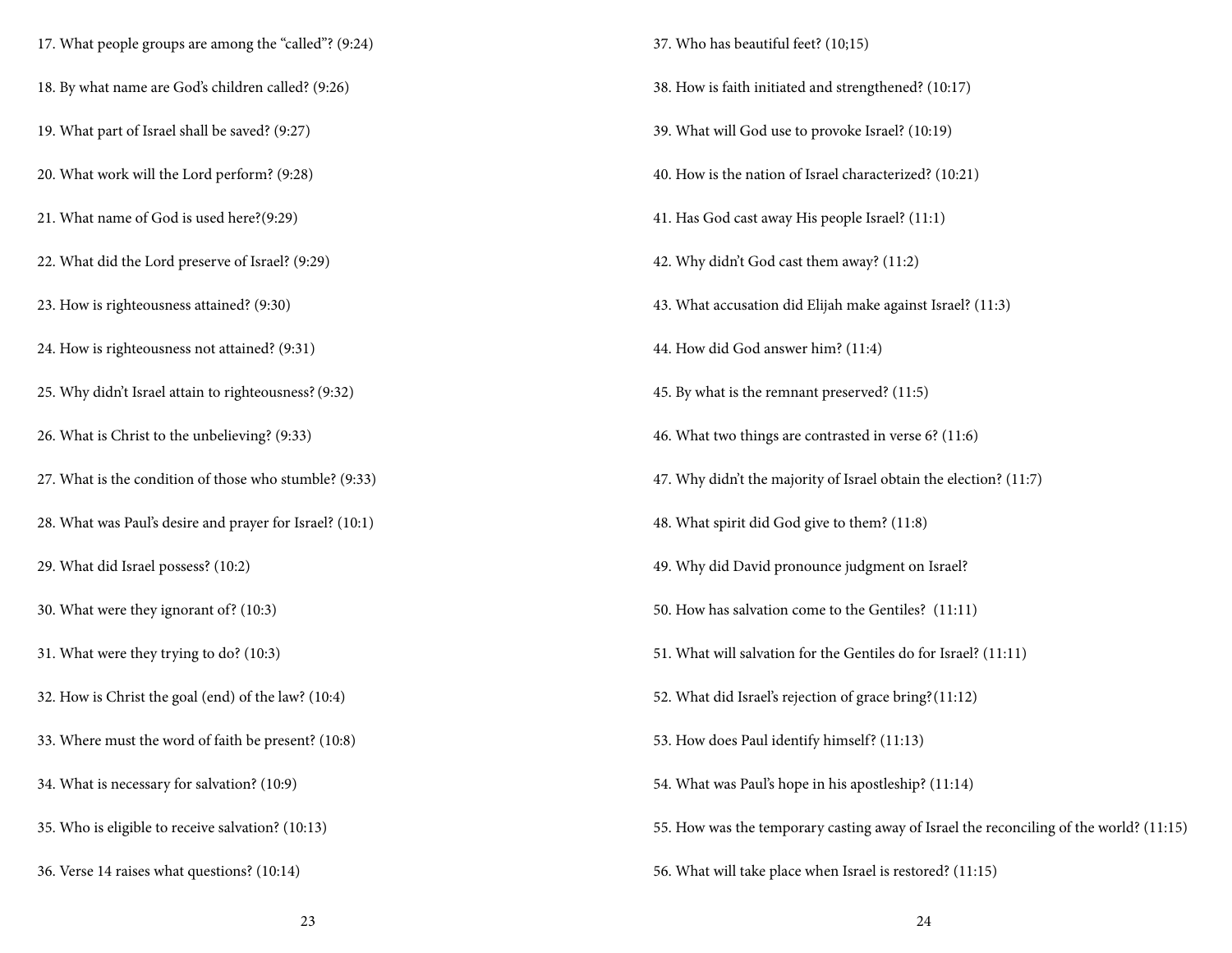17. What people groups are among the "called"? (9:24)

18. By what name are God's children called? (9:26)

19. What part of Israel shall be saved? (9:27)

20. What work will the Lord perform? (9:28)

21. What name of God is used here?(9:29)

22. What did the Lord preserve of Israel? (9:29)

23. How is righteousness attained? (9:30)

24. How is righteousness not attained? (9:31)

25. Why didn't Israel attain to righteousness? (9:32)

26. What is Christ to the unbelieving? (9:33)

27. What is the condition of those who stumble? (9:33)

28. What was Paul's desire and prayer for Israel? (10:1)

29. What did Israel possess? (10:2)

30. What were they ignorant of? (10:3)

31. What were they trying to do? (10:3)

32. How is Christ the goal (end) of the law? (10:4)

33. Where must the word of faith be present? (10:8)

34. What is necessary for salvation? (10:9)

35. Who is eligible to receive salvation? (10:13)

36. Verse 14 raises what questions? (10:14)

37. Who has beautiful feet? (10;15)

38. How is faith initiated and strengthened? (10:17)

39. What will God use to provoke Israel? (10:19)

40. How is the nation of Israel characterized? (10:21)

41. Has God cast away His people Israel? (11:1)

42. Why didn't God cast them away? (11:2)

43. What accusation did Elijah make against Israel? (11:3)

44. How did God answer him? (11:4)

45. By what is the remnant preserved? (11:5)

46. What two things are contrasted in verse 6? (11:6)

47. Why didn't the majority of Israel obtain the election? (11:7)

48. What spirit did God give to them? (11:8)

49. Why did David pronounce judgment on Israel?

50. How has salvation come to the Gentiles? (11:11)

51. What will salvation for the Gentiles do for Israel? (11:11)

52. What did Israel's rejection of grace bring?(11:12)

53. How does Paul identify himself? (11:13)

54. What was Paul's hope in his apostleship? (11:14)

55. How was the temporary casting away of Israel the reconciling of the world? (11:15)

56. What will take place when Israel is restored? (11:15)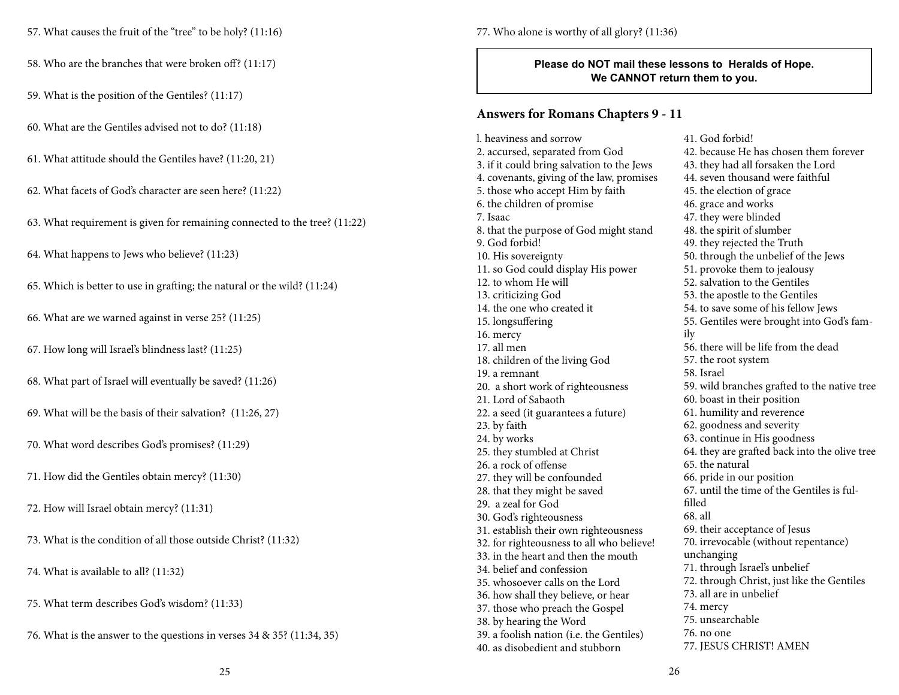57. What causes the fruit of the "tree" to be holy? (11:16)

58. Who are the branches that were broken off? (11:17)

59. What is the position of the Gentiles? (11:17)

60. What are the Gentiles advised not to do? (11:18)

61. What attitude should the Gentiles have? (11:20, 21)

62. What facets of God's character are seen here? (11:22)

63. What requirement is given for remaining connected to the tree? (11:22)

64. What happens to Jews who believe? (11:23)

65. Which is better to use in grafting; the natural or the wild? (11:24)

66. What are we warned against in verse 25? (11:25)

67. How long will Israel's blindness last? (11:25)

68. What part of Israel will eventually be saved? (11:26)

69. What will be the basis of their salvation? (11:26, 27)

70. What word describes God's promises? (11:29)

71. How did the Gentiles obtain mercy? (11:30)

72. How will Israel obtain mercy? (11:31)

73. What is the condition of all those outside Christ? (11:32)

74. What is available to all? (11:32)

75. What term describes God's wisdom? (11:33)

76. What is the answer to the questions in verses 34 & 35? (11:34, 35)

77. Who alone is worthy of all glory? (11:36)

**Please do NOT mail these lessons to Heralds of Hope.**
**We CANNOT return them to you.**

## Answers for Romans Chapters 9 - 11

l. heaviness and sorrow
2. accursed, separated from God
3. if it could bring salvation to the Jews
4. covenants, giving of the law, promises
5. those who accept Him by faith
6. the children of promise
7. Isaac
8. that the purpose of God might stand
9. God forbid!
10. His sovereignty
11. so God could display His power
12. to whom He will
13. criticizing God
14. the one who created it
15. longsuffering
16. mercy
17. all men
18. children of the living God
19. a remnant
20. a short work of righteousness
21. Lord of Sabaoth
22. a seed (it guarantees a future)
23. by faith
24. by works
25. they stumbled at Christ
26. a rock of offense
27. they will be confounded
28. that they might be saved
29. a zeal for God
30. God's righteousness
31. establish their own righteousness
32. for righteousness to all who believe!
33. in the heart and then the mouth
34. belief and confession
35. whosoever calls on the Lord
36. how shall they believe, or hear
37. those who preach the Gospel
38. by hearing the Word
39. a foolish nation (i.e. the Gentiles)
40. as disobedient and stubborn
41. God forbid!
42. because He has chosen them forever
43. they had all forsaken the Lord
44. seven thousand were faithful
45. the election of grace
46. grace and works
47. they were blinded
48. the spirit of slumber
49. they rejected the Truth
50. through the unbelief of the Jews
51. provoke them to jealousy
52. salvation to the Gentiles
53. the apostle to the Gentiles
54. to save some of his fellow Jews
55. Gentiles were brought into God's family
56. there will be life from the dead
57. the root system
58. Israel
59. wild branches grafted to the native tree
60. boast in their position
61. humility and reverence
62. goodness and severity
63. continue in His goodness
64. they are grafted back into the olive tree
65. the natural
66. pride in our position
67. until the time of the Gentiles is fulfilled
68. all
69. their acceptance of Jesus
70. irrevocable (without repentance) unchanging
71. through Israel's unbelief
72. through Christ, just like the Gentiles
73. all are in unbelief
74. mercy
75. unsearchable
76. no one
77. JESUS CHRIST! AMEN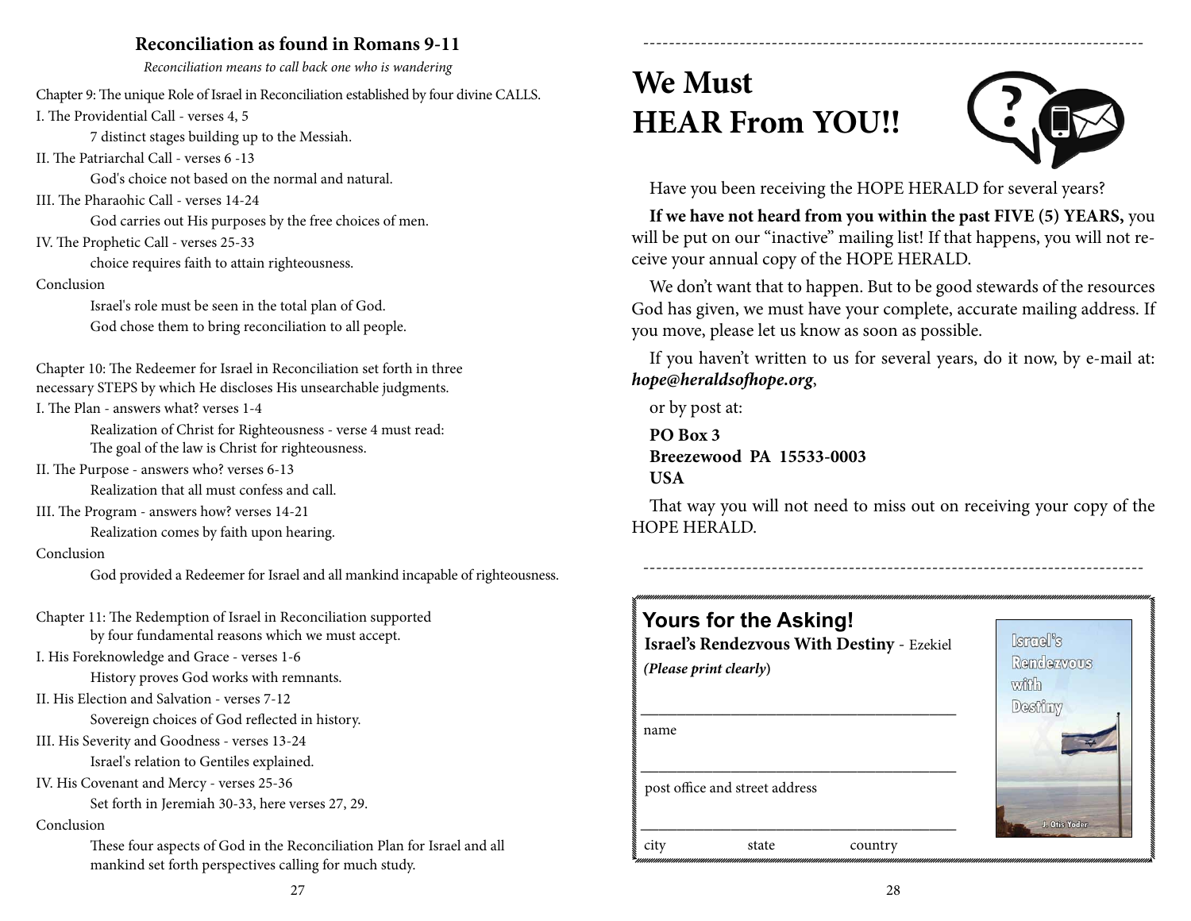## Reconciliation as found in Romans 9-11

*Reconciliation means to call back one who is wandering*

Chapter 9: The unique Role of Israel in Reconciliation established by four divine CALLS.

I. The Providential Call - verses 4, 5

7 distinct stages building up to the Messiah.

II. The Patriarchal Call - verses 6 -13

God's choice not based on the normal and natural.

III. The Pharaohic Call - verses 14-24

God carries out His purposes by the free choices of men.

IV. The Prophetic Call - verses 25-33

choice requires faith to attain righteousness.

Conclusion

Israel's role must be seen in the total plan of God.

God chose them to bring reconciliation to all people.

Chapter 10: The Redeemer for Israel in Reconciliation set forth in three necessary STEPS by which He discloses His unsearchable judgments.

I. The Plan - answers what? verses 1-4

Realization of Christ for Righteousness - verse 4 must read:
The goal of the law is Christ for righteousness.

II. The Purpose - answers who? verses 6-13

Realization that all must confess and call.

III. The Program - answers how? verses 14-21

Realization comes by faith upon hearing.

Conclusion

God provided a Redeemer for Israel and all mankind incapable of righteousness.

Chapter 11: The Redemption of Israel in Reconciliation supported by four fundamental reasons which we must accept.

I. His Foreknowledge and Grace - verses 1-6

History proves God works with remnants.

II. His Election and Salvation - verses 7-12

Sovereign choices of God reflected in history.

III. His Severity and Goodness - verses 13-24

Israel's relation to Gentiles explained.

IV. His Covenant and Mercy - verses 25-36

Set forth in Jeremiah 30-33, here verses 27, 29.

Conclusion

These four aspects of God in the Reconciliation Plan for Israel and all mankind set forth perspectives calling for much study.

---

# We Must HEAR From YOU!!

Have you been receiving the HOPE HERALD for several years?

**If we have not heard from you within the past FIVE (5) YEARS,** you will be put on our "inactive" mailing list! If that happens, you will not receive your annual copy of the HOPE HERALD.

We don't want that to happen. But to be good stewards of the resources God has given, we must have your complete, accurate mailing address. If you move, please let us know as soon as possible.

If you haven't written to us for several years, do it now, by e-mail at: ***hope@heraldsofhope.org***,

or by post at:

**PO Box 3**
**Breezewood PA 15533-0003**
**USA**

That way you will not need to miss out on receiving your copy of the HOPE HERALD.

---

## Yours for the Asking!

**Israel's Rendezvous With Destiny** - Ezekiel

***(Please print clearly)***

\_\_\_\_\_\_\_\_\_\_\_\_\_\_\_\_\_\_\_\_\_\_\_\_\_\_\_\_\_\_\_\_\_\_\_\_\_\_\_\_

name

\_\_\_\_\_\_\_\_\_\_\_\_\_\_\_\_\_\_\_\_\_\_\_\_\_\_\_\_\_\_\_\_\_\_\_\_\_\_\_\_

post office and street address

\_\_\_\_\_\_\_\_\_\_\_\_\_\_\_\_\_\_\_\_\_\_\_\_\_\_\_\_\_\_\_\_\_\_\_\_\_\_\_\_

city state country

Israel's Rendezvous with Destiny
J. Otis Yoder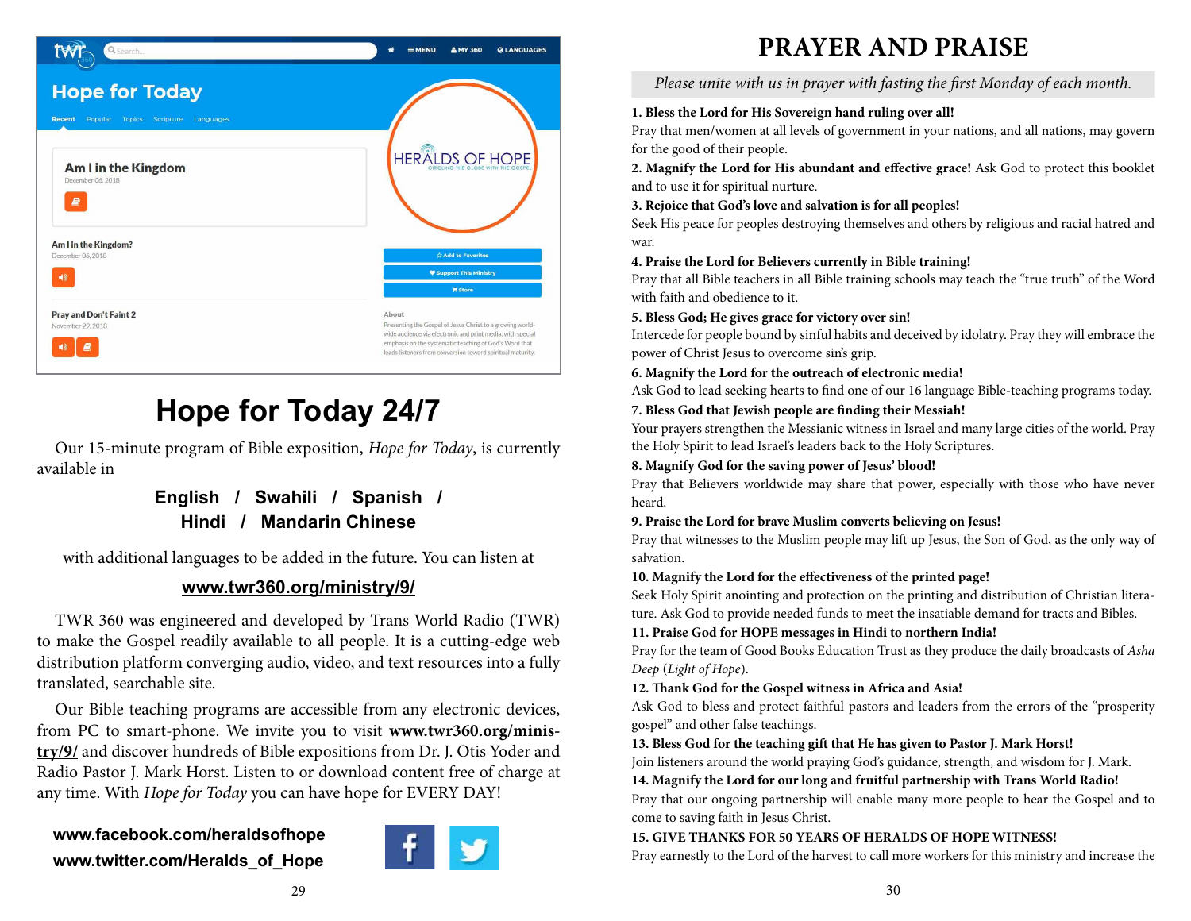# Hope for Today 24/7

Our 15-minute program of Bible exposition, *Hope for Today*, is currently available in

**English / Swahili / Spanish / Hindi / Mandarin Chinese**

with additional languages to be added in the future. You can listen at

**www.twr360.org/ministry/9/**

TWR 360 was engineered and developed by Trans World Radio (TWR) to make the Gospel readily available to all people. It is a cutting-edge web distribution platform converging audio, video, and text resources into a fully translated, searchable site.

Our Bible teaching programs are accessible from any electronic devices, from PC to smart-phone. We invite you to visit **www.twr360.org/ministry/9/** and discover hundreds of Bible expositions from Dr. J. Otis Yoder and Radio Pastor J. Mark Horst. Listen to or download content free of charge at any time. With *Hope for Today* you can have hope for EVERY DAY!

**www.facebook.com/heraldsofhope**
**www.twitter.com/Heralds_of_Hope**

# PRAYER AND PRAISE

*Please unite with us in prayer with fasting the first Monday of each month.*

**1. Bless the Lord for His Sovereign hand ruling over all!**
Pray that men/women at all levels of government in your nations, and all nations, may govern for the good of their people.

**2. Magnify the Lord for His abundant and effective grace!** Ask God to protect this booklet and to use it for spiritual nurture.

**3. Rejoice that God's love and salvation is for all peoples!**
Seek His peace for peoples destroying themselves and others by religious and racial hatred and war.

**4. Praise the Lord for Believers currently in Bible training!**
Pray that all Bible teachers in all Bible training schools may teach the "true truth" of the Word with faith and obedience to it.

**5. Bless God; He gives grace for victory over sin!**
Intercede for people bound by sinful habits and deceived by idolatry. Pray they will embrace the power of Christ Jesus to overcome sin's grip.

**6. Magnify the Lord for the outreach of electronic media!**
Ask God to lead seeking hearts to find one of our 16 language Bible-teaching programs today.

**7. Bless God that Jewish people are finding their Messiah!**
Your prayers strengthen the Messianic witness in Israel and many large cities of the world. Pray the Holy Spirit to lead Israel's leaders back to the Holy Scriptures.

**8. Magnify God for the saving power of Jesus' blood!**
Pray that Believers worldwide may share that power, especially with those who have never heard.

**9. Praise the Lord for brave Muslim converts believing on Jesus!**
Pray that witnesses to the Muslim people may lift up Jesus, the Son of God, as the only way of salvation.

**10. Magnify the Lord for the effectiveness of the printed page!**
Seek Holy Spirit anointing and protection on the printing and distribution of Christian literature. Ask God to provide needed funds to meet the insatiable demand for tracts and Bibles.

**11. Praise God for HOPE messages in Hindi to northern India!**
Pray for the team of Good Books Education Trust as they produce the daily broadcasts of *Asha Deep* (*Light of Hope*).

**12. Thank God for the Gospel witness in Africa and Asia!**
Ask God to bless and protect faithful pastors and leaders from the errors of the "prosperity gospel" and other false teachings.

**13. Bless God for the teaching gift that He has given to Pastor J. Mark Horst!**
Join listeners around the world praying God's guidance, strength, and wisdom for J. Mark.

**14. Magnify the Lord for our long and fruitful partnership with Trans World Radio!**
Pray that our ongoing partnership will enable many more people to hear the Gospel and to come to saving faith in Jesus Christ.

**15. GIVE THANKS FOR 50 YEARS OF HERALDS OF HOPE WITNESS!**
Pray earnestly to the Lord of the harvest to call more workers for this ministry and increase the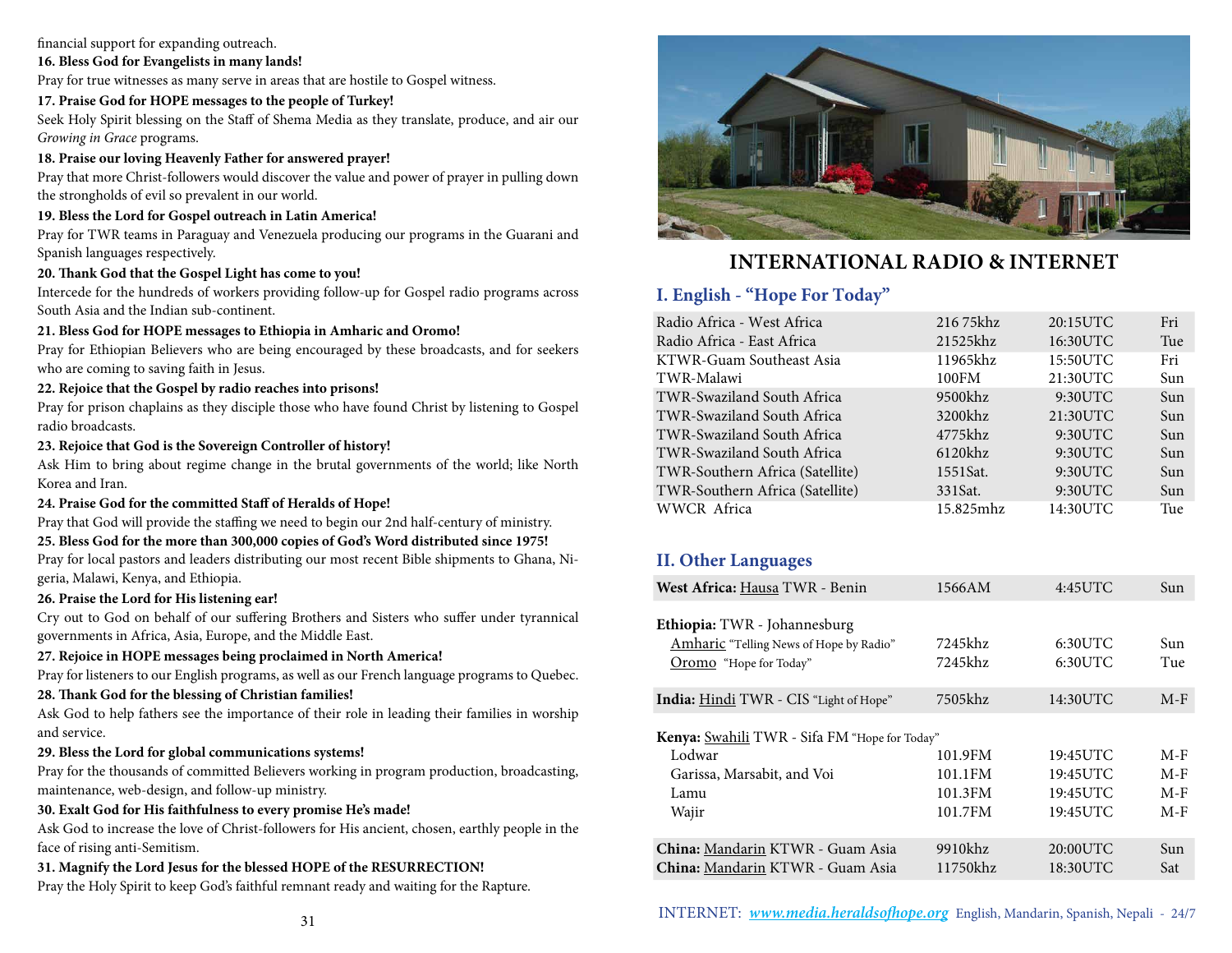financial support for expanding outreach.

**16. Bless God for Evangelists in many lands!**

Pray for true witnesses as many serve in areas that are hostile to Gospel witness.

**17. Praise God for HOPE messages to the people of Turkey!**

Seek Holy Spirit blessing on the Staff of Shema Media as they translate, produce, and air our *Growing in Grace* programs.

**18. Praise our loving Heavenly Father for answered prayer!**

Pray that more Christ-followers would discover the value and power of prayer in pulling down the strongholds of evil so prevalent in our world.

**19. Bless the Lord for Gospel outreach in Latin America!**

Pray for TWR teams in Paraguay and Venezuela producing our programs in the Guarani and Spanish languages respectively.

**20. Thank God that the Gospel Light has come to you!**

Intercede for the hundreds of workers providing follow-up for Gospel radio programs across South Asia and the Indian sub-continent.

**21. Bless God for HOPE messages to Ethiopia in Amharic and Oromo!**

Pray for Ethiopian Believers who are being encouraged by these broadcasts, and for seekers who are coming to saving faith in Jesus.

**22. Rejoice that the Gospel by radio reaches into prisons!**

Pray for prison chaplains as they disciple those who have found Christ by listening to Gospel radio broadcasts.

**23. Rejoice that God is the Sovereign Controller of history!**

Ask Him to bring about regime change in the brutal governments of the world; like North Korea and Iran.

**24. Praise God for the committed Staff of Heralds of Hope!**

Pray that God will provide the staffing we need to begin our 2nd half-century of ministry.

**25. Bless God for the more than 300,000 copies of God's Word distributed since 1975!**

Pray for local pastors and leaders distributing our most recent Bible shipments to Ghana, Nigeria, Malawi, Kenya, and Ethiopia.

**26. Praise the Lord for His listening ear!**

Cry out to God on behalf of our suffering Brothers and Sisters who suffer under tyrannical governments in Africa, Asia, Europe, and the Middle East.

**27. Rejoice in HOPE messages being proclaimed in North America!**

Pray for listeners to our English programs, as well as our French language programs to Quebec.

**28. Thank God for the blessing of Christian families!**

Ask God to help fathers see the importance of their role in leading their families in worship and service.

**29. Bless the Lord for global communications systems!**

Pray for the thousands of committed Believers working in program production, broadcasting, maintenance, web-design, and follow-up ministry.

**30. Exalt God for His faithfulness to every promise He's made!**

Ask God to increase the love of Christ-followers for His ancient, chosen, earthly people in the face of rising anti-Semitism.

**31. Magnify the Lord Jesus for the blessed HOPE of the RESURRECTION!**

Pray the Holy Spirit to keep God's faithful remnant ready and waiting for the Rapture.

# INTERNATIONAL RADIO & INTERNET

## I. English - "Hope For Today"

| | | | |
|---|---|---|---|
| Radio Africa - West Africa | 216 75khz | 20:15UTC | Fri |
| Radio Africa - East Africa | 21525khz | 16:30UTC | Tue |
| KTWR-Guam Southeast Asia | 11965khz | 15:50UTC | Fri |
| TWR-Malawi | 100FM | 21:30UTC | Sun |
| TWR-Swaziland South Africa | 9500khz | 9:30UTC | Sun |
| TWR-Swaziland South Africa | 3200khz | 21:30UTC | Sun |
| TWR-Swaziland South Africa | 4775khz | 9:30UTC | Sun |
| TWR-Swaziland South Africa | 6120khz | 9:30UTC | Sun |
| TWR-Southern Africa (Satellite) | 1551Sat. | 9:30UTC | Sun |
| TWR-Southern Africa (Satellite) | 331Sat. | 9:30UTC | Sun |
| WWCR Africa | 15.825mhz | 14:30UTC | Tue |

## II. Other Languages

| | | | |
|---|---|---|---|
| **West Africa:** Hausa TWR - Benin | 1566AM | 4:45UTC | Sun |
| **Ethiopia:** TWR - Johannesburg | | | |
| Amharic "Telling News of Hope by Radio" | 7245khz | 6:30UTC | Sun |
| Oromo "Hope for Today" | 7245khz | 6:30UTC | Tue |
| **India:** Hindi TWR - CIS "Light of Hope" | 7505khz | 14:30UTC | M-F |
| **Kenya:** Swahili TWR - Sifa FM "Hope for Today" | | | |
| Lodwar | 101.9FM | 19:45UTC | M-F |
| Garissa, Marsabit, and Voi | 101.1FM | 19:45UTC | M-F |
| Lamu | 101.3FM | 19:45UTC | M-F |
| Wajir | 101.7FM | 19:45UTC | M-F |
| **China:** Mandarin KTWR - Guam Asia | 9910khz | 20:00UTC | Sun |
| **China:** Mandarin KTWR - Guam Asia | 11750khz | 18:30UTC | Sat |

INTERNET: ***www.media.heraldsofhope.org*** English, Mandarin, Spanish, Nepali - 24/7